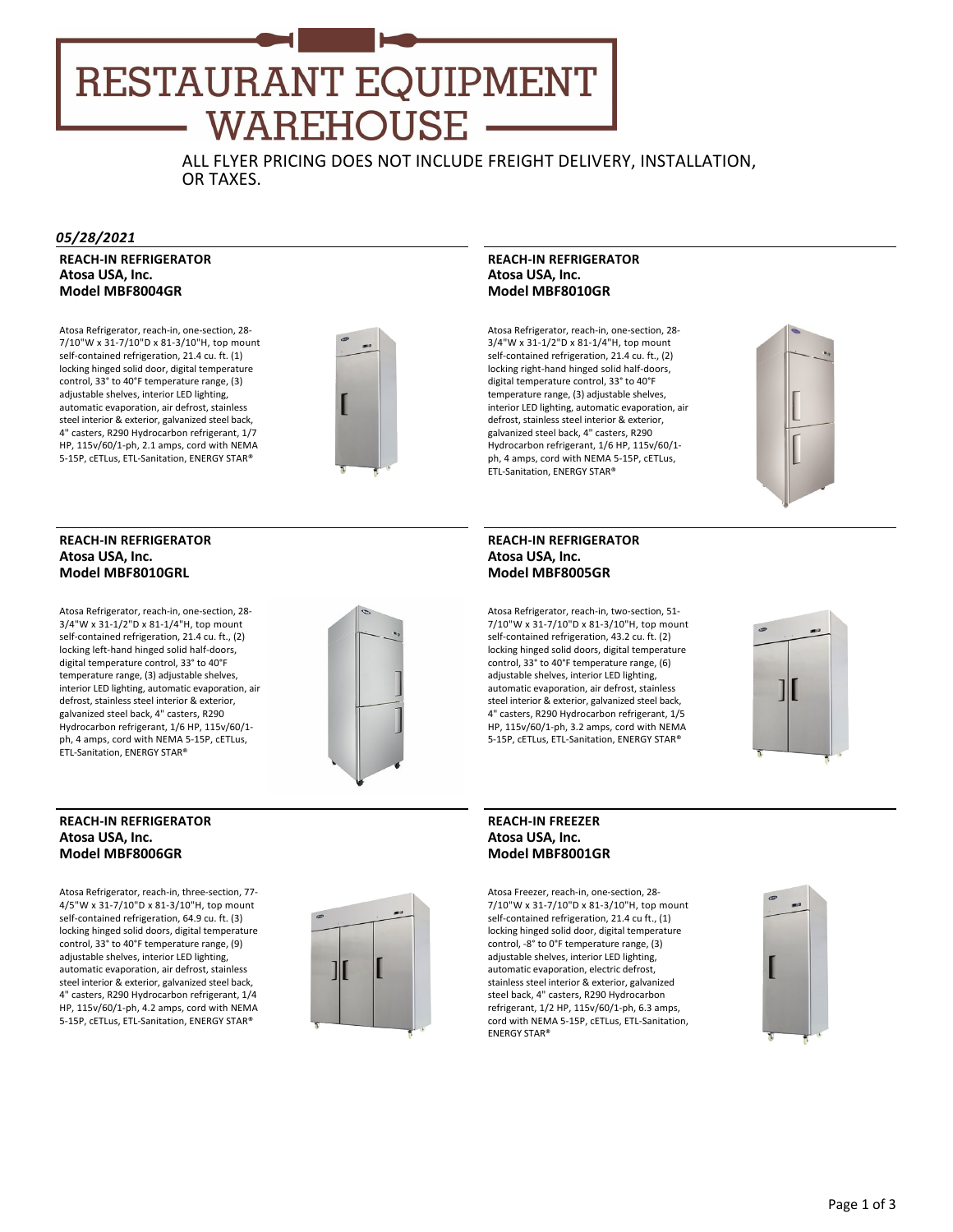# RESTAURANT EQUIPMENT WAREHOUSE

ALL FLYER PRICING DOES NOT INCLUDE FREIGHT DELIVERY, INSTALLATION, OR TAXES.

*05/28/2021*

**REACH-IN REFRIGERATOR**
**Atosa USA, Inc.**
**Model MBF8004GR**

Atosa Refrigerator, reach-in, one-section, 28-7/10"W x 31-7/10"D x 81-3/10"H, top mount self-contained refrigeration, 21.4 cu. ft. (1) locking hinged solid door, digital temperature control, 33° to 40°F temperature range, (3) adjustable shelves, interior LED lighting, automatic evaporation, air defrost, stainless steel interior & exterior, galvanized steel back, 4" casters, R290 Hydrocarbon refrigerant, 1/7 HP, 115v/60/1-ph, 2.1 amps, cord with NEMA 5-15P, cETLus, ETL-Sanitation, ENERGY STAR®

**REACH-IN REFRIGERATOR**
**Atosa USA, Inc.**
**Model MBF8010GR**

Atosa Refrigerator, reach-in, one-section, 28-3/4"W x 31-1/2"D x 81-1/4"H, top mount self-contained refrigeration, 21.4 cu. ft., (2) locking right-hand hinged solid half-doors, digital temperature control, 33° to 40°F temperature range, (3) adjustable shelves, interior LED lighting, automatic evaporation, air defrost, stainless steel interior & exterior, galvanized steel back, 4" casters, R290 Hydrocarbon refrigerant, 1/6 HP, 115v/60/1-ph, 4 amps, cord with NEMA 5-15P, cETLus, ETL-Sanitation, ENERGY STAR®

**REACH-IN REFRIGERATOR**
**Atosa USA, Inc.**
**Model MBF8010GRL**

Atosa Refrigerator, reach-in, one-section, 28-3/4"W x 31-1/2"D x 81-1/4"H, top mount self-contained refrigeration, 21.4 cu. ft., (2) locking left-hand hinged solid half-doors, digital temperature control, 33° to 40°F temperature range, (3) adjustable shelves, interior LED lighting, automatic evaporation, air defrost, stainless steel interior & exterior, galvanized steel back, 4" casters, R290 Hydrocarbon refrigerant, 1/6 HP, 115v/60/1-ph, 4 amps, cord with NEMA 5-15P, cETLus, ETL-Sanitation, ENERGY STAR®

**REACH-IN REFRIGERATOR**
**Atosa USA, Inc.**
**Model MBF8005GR**

Atosa Refrigerator, reach-in, two-section, 51-7/10"W x 31-7/10"D x 81-3/10"H, top mount self-contained refrigeration, 43.2 cu. ft. (2) locking hinged solid doors, digital temperature control, 33° to 40°F temperature range, (6) adjustable shelves, interior LED lighting, automatic evaporation, air defrost, stainless steel interior & exterior, galvanized steel back, 4" casters, R290 Hydrocarbon refrigerant, 1/5 HP, 115v/60/1-ph, 3.2 amps, cord with NEMA 5-15P, cETLus, ETL-Sanitation, ENERGY STAR®

**REACH-IN REFRIGERATOR**
**Atosa USA, Inc.**
**Model MBF8006GR**

Atosa Refrigerator, reach-in, three-section, 77-4/5"W x 31-7/10"D x 81-3/10"H, top mount self-contained refrigeration, 64.9 cu. ft. (3) locking hinged solid doors, digital temperature control, 33° to 40°F temperature range, (9) adjustable shelves, interior LED lighting, automatic evaporation, air defrost, stainless steel interior & exterior, galvanized steel back, 4" casters, R290 Hydrocarbon refrigerant, 1/4 HP, 115v/60/1-ph, 4.2 amps, cord with NEMA 5-15P, cETLus, ETL-Sanitation, ENERGY STAR®

**REACH-IN FREEZER**
**Atosa USA, Inc.**
**Model MBF8001GR**

Atosa Freezer, reach-in, one-section, 28-7/10"W x 31-7/10"D x 81-3/10"H, top mount self-contained refrigeration, 21.4 cu ft., (1) locking hinged solid door, digital temperature control, -8° to 0°F temperature range, (3) adjustable shelves, interior LED lighting, automatic evaporation, electric defrost, stainless steel interior & exterior, galvanized steel back, 4" casters, R290 Hydrocarbon refrigerant, 1/2 HP, 115v/60/1-ph, 6.3 amps, cord with NEMA 5-15P, cETLus, ETL-Sanitation, ENERGY STAR®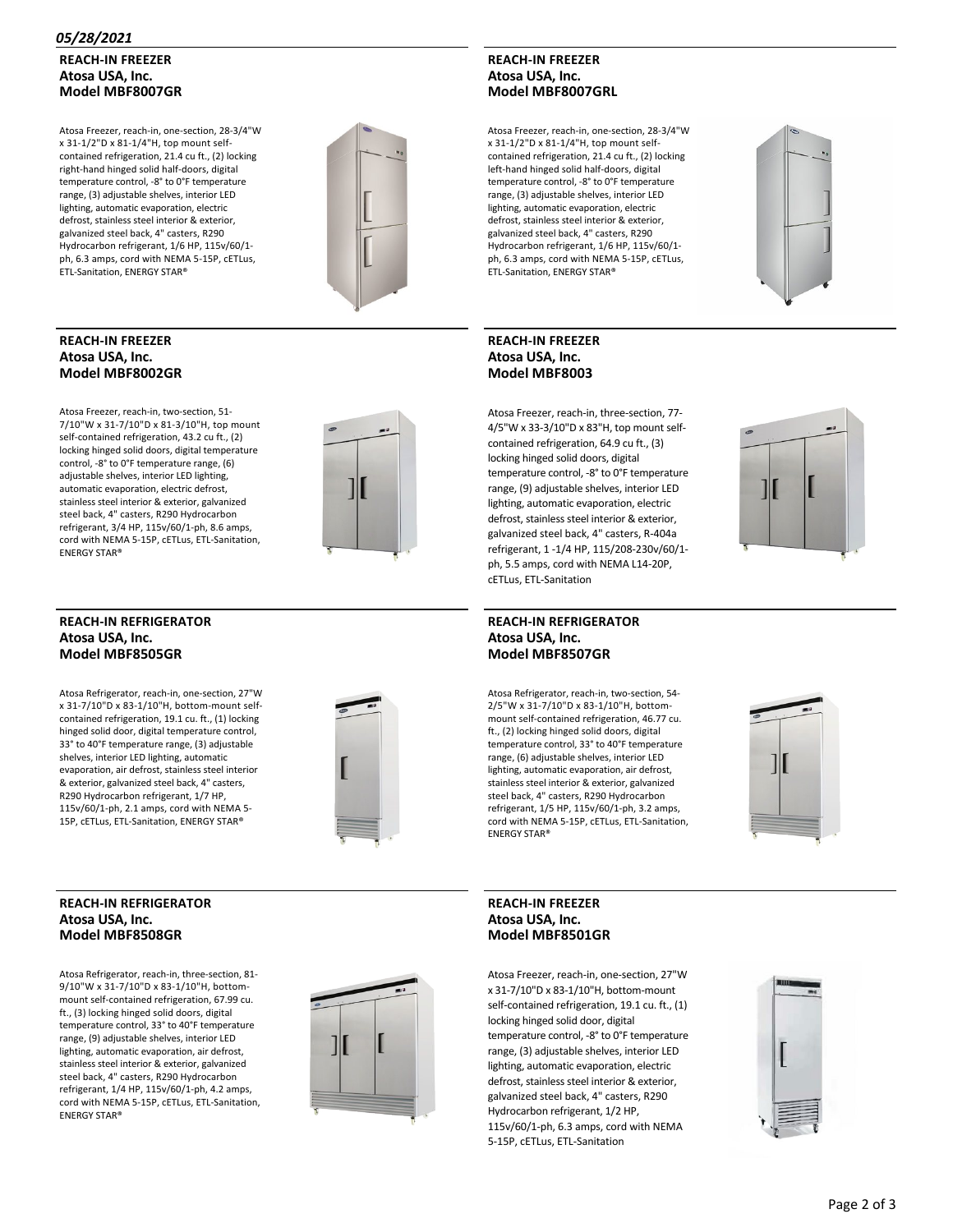*05/28/2021*

**REACH-IN FREEZER**
**Atosa USA, Inc.**
**Model MBF8007GR**

Atosa Freezer, reach-in, one-section, 28-3/4"W x 31-1/2"D x 81-1/4"H, top mount self-contained refrigeration, 21.4 cu ft., (2) locking right-hand hinged solid half-doors, digital temperature control, -8° to 0°F temperature range, (3) adjustable shelves, interior LED lighting, automatic evaporation, electric defrost, stainless steel interior & exterior, galvanized steel back, 4" casters, R290 Hydrocarbon refrigerant, 1/6 HP, 115v/60/1-ph, 6.3 amps, cord with NEMA 5-15P, cETLus, ETL-Sanitation, ENERGY STAR®

**REACH-IN FREEZER**
**Atosa USA, Inc.**
**Model MBF8007GRL**

Atosa Freezer, reach-in, one-section, 28-3/4"W x 31-1/2"D x 81-1/4"H, top mount self-contained refrigeration, 21.4 cu ft., (2) locking left-hand hinged solid half-doors, digital temperature control, -8° to 0°F temperature range, (3) adjustable shelves, interior LED lighting, automatic evaporation, electric defrost, stainless steel interior & exterior, galvanized steel back, 4" casters, R290 Hydrocarbon refrigerant, 1/6 HP, 115v/60/1-ph, 6.3 amps, cord with NEMA 5-15P, cETLus, ETL-Sanitation, ENERGY STAR®

**REACH-IN FREEZER**
**Atosa USA, Inc.**
**Model MBF8002GR**

Atosa Freezer, reach-in, two-section, 51-7/10"W x 31-7/10"D x 81-3/10"H, top mount self-contained refrigeration, 43.2 cu ft., (2) locking hinged solid doors, digital temperature control, -8° to 0°F temperature range, (6) adjustable shelves, interior LED lighting, automatic evaporation, electric defrost, stainless steel interior & exterior, galvanized steel back, 4" casters, R290 Hydrocarbon refrigerant, 3/4 HP, 115v/60/1-ph, 8.6 amps, cord with NEMA 5-15P, cETLus, ETL-Sanitation, ENERGY STAR®

**REACH-IN FREEZER**
**Atosa USA, Inc.**
**Model MBF8003**

Atosa Freezer, reach-in, three-section, 77-4/5"W x 33-3/10"D x 83"H, top mount self-contained refrigeration, 64.9 cu ft., (3) locking hinged solid doors, digital temperature control, -8° to 0°F temperature range, (9) adjustable shelves, interior LED lighting, automatic evaporation, electric defrost, stainless steel interior & exterior, galvanized steel back, 4" casters, R-404a refrigerant, 1 -1/4 HP, 115/208-230v/60/1-ph, 5.5 amps, cord with NEMA L14-20P, cETLus, ETL-Sanitation

**REACH-IN REFRIGERATOR**
**Atosa USA, Inc.**
**Model MBF8505GR**

Atosa Refrigerator, reach-in, one-section, 27"W x 31-7/10"D x 83-1/10"H, bottom-mount self-contained refrigeration, 19.1 cu. ft., (1) locking hinged solid door, digital temperature control, 33° to 40°F temperature range, (3) adjustable shelves, interior LED lighting, automatic evaporation, air defrost, stainless steel interior & exterior, galvanized steel back, 4" casters, R290 Hydrocarbon refrigerant, 1/7 HP, 115v/60/1-ph, 2.1 amps, cord with NEMA 5-15P, cETLus, ETL-Sanitation, ENERGY STAR®

**REACH-IN REFRIGERATOR**
**Atosa USA, Inc.**
**Model MBF8507GR**

Atosa Refrigerator, reach-in, two-section, 54-2/5"W x 31-7/10"D x 83-1/10"H, bottom-mount self-contained refrigeration, 46.77 cu. ft., (2) locking hinged solid doors, digital temperature control, 33° to 40°F temperature range, (6) adjustable shelves, interior LED lighting, automatic evaporation, air defrost, stainless steel interior & exterior, galvanized steel back, 4" casters, R290 Hydrocarbon refrigerant, 1/5 HP, 115v/60/1-ph, 3.2 amps, cord with NEMA 5-15P, cETLus, ETL-Sanitation, ENERGY STAR®

**REACH-IN REFRIGERATOR**
**Atosa USA, Inc.**
**Model MBF8508GR**

Atosa Refrigerator, reach-in, three-section, 81-9/10"W x 31-7/10"D x 83-1/10"H, bottom-mount self-contained refrigeration, 67.99 cu. ft., (3) locking hinged solid doors, digital temperature control, 33° to 40°F temperature range, (9) adjustable shelves, interior LED lighting, automatic evaporation, air defrost, stainless steel interior & exterior, galvanized steel back, 4" casters, R290 Hydrocarbon refrigerant, 1/4 HP, 115v/60/1-ph, 4.2 amps, cord with NEMA 5-15P, cETLus, ETL-Sanitation, ENERGY STAR®

**REACH-IN FREEZER**
**Atosa USA, Inc.**
**Model MBF8501GR**

Atosa Freezer, reach-in, one-section, 27"W x 31-7/10"D x 83-1/10"H, bottom-mount self-contained refrigeration, 19.1 cu. ft., (1) locking hinged solid door, digital temperature control, -8° to 0°F temperature range, (3) adjustable shelves, interior LED lighting, automatic evaporation, electric defrost, stainless steel interior & exterior, galvanized steel back, 4" casters, R290 Hydrocarbon refrigerant, 1/2 HP, 115v/60/1-ph, 6.3 amps, cord with NEMA 5-15P, cETLus, ETL-Sanitation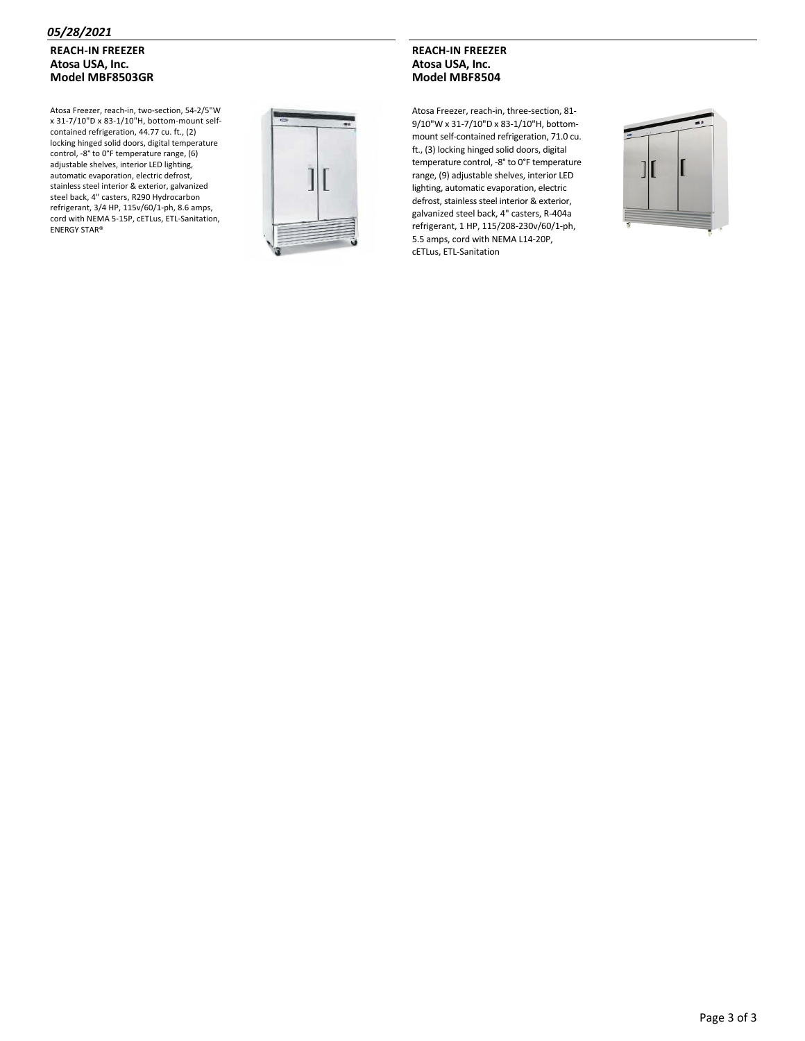*05/28/2021*

**REACH-IN FREEZER**
**Atosa USA, Inc.**
**Model MBF8503GR**

Atosa Freezer, reach-in, two-section, 54-2/5"W x 31-7/10"D x 83-1/10"H, bottom-mount self-contained refrigeration, 44.77 cu. ft., (2) locking hinged solid doors, digital temperature control, -8° to 0°F temperature range, (6) adjustable shelves, interior LED lighting, automatic evaporation, electric defrost, stainless steel interior & exterior, galvanized steel back, 4" casters, R290 Hydrocarbon refrigerant, 3/4 HP, 115v/60/1-ph, 8.6 amps, cord with NEMA 5-15P, cETLus, ETL-Sanitation, ENERGY STAR®

**REACH-IN FREEZER**
**Atosa USA, Inc.**
**Model MBF8504**

Atosa Freezer, reach-in, three-section, 81-9/10"W x 31-7/10"D x 83-1/10"H, bottom-mount self-contained refrigeration, 71.0 cu. ft., (3) locking hinged solid doors, digital temperature control, -8° to 0°F temperature range, (9) adjustable shelves, interior LED lighting, automatic evaporation, electric defrost, stainless steel interior & exterior, galvanized steel back, 4" casters, R-404a refrigerant, 1 HP, 115/208-230v/60/1-ph, 5.5 amps, cord with NEMA L14-20P, cETLus, ETL-Sanitation